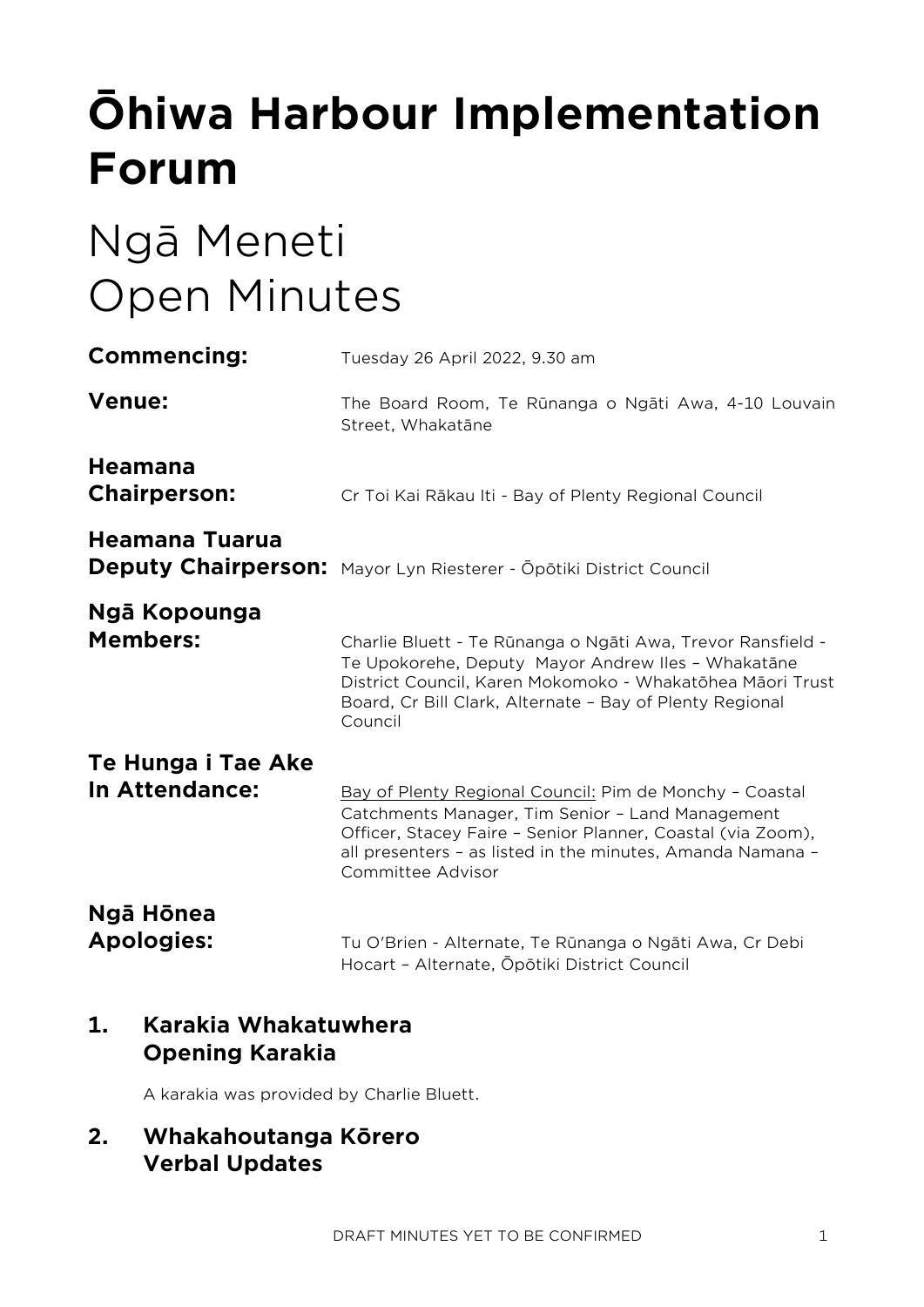# Ōhiwa Harbour Implementation Forum

# Ngā Meneti
# Open Minutes

**Commencing:** Tuesday 26 April 2022, 9.30 am

**Venue:** The Board Room, Te Rūnanga o Ngāti Awa, 4-10 Louvain Street, Whakatāne

**Heamana Chairperson:** Cr Toi Kai Rākau Iti - Bay of Plenty Regional Council

**Heamana Tuarua Deputy Chairperson:** Mayor Lyn Riesterer - Ōpōtiki District Council

**Ngā Kopounga Members:** Charlie Bluett - Te Rūnanga o Ngāti Awa, Trevor Ransfield - Te Upokorehe, Deputy Mayor Andrew Iles – Whakatāne District Council, Karen Mokomoko - Whakatōhea Māori Trust Board, Cr Bill Clark, Alternate – Bay of Plenty Regional Council

**Te Hunga i Tae Ake In Attendance:** Bay of Plenty Regional Council: Pim de Monchy – Coastal Catchments Manager, Tim Senior – Land Management Officer, Stacey Faire – Senior Planner, Coastal (via Zoom), all presenters – as listed in the minutes, Amanda Namana – Committee Advisor

**Ngā Hōnea Apologies:** Tu O'Brien - Alternate, Te Rūnanga o Ngāti Awa, Cr Debi Hocart – Alternate, Ōpōtiki District Council

## 1. Karakia Whakatuwhera Opening Karakia

A karakia was provided by Charlie Bluett.

## 2. Whakahoutanga Kōrero Verbal Updates

DRAFT MINUTES YET TO BE CONFIRMED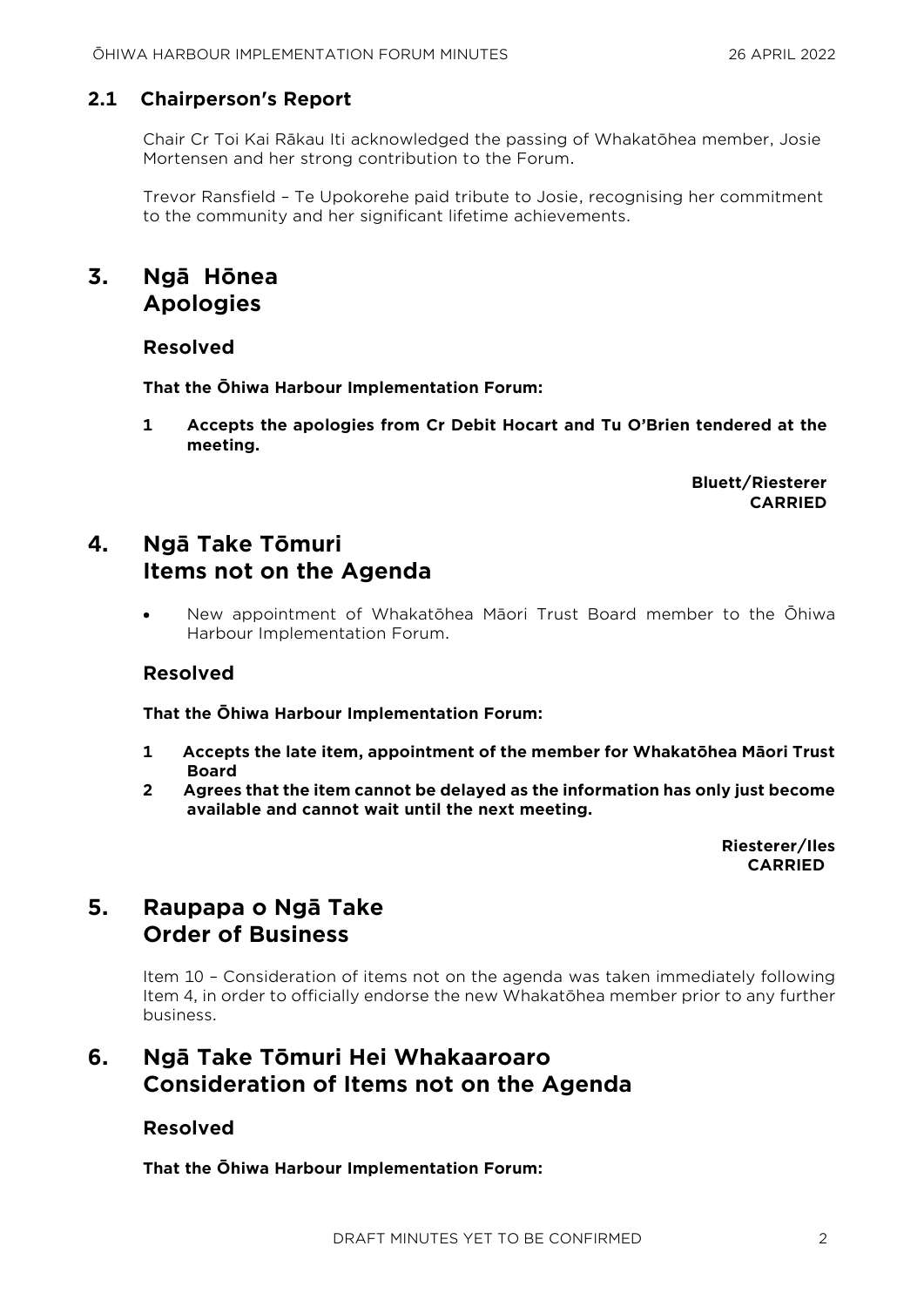### 2.1 Chairperson's Report

Chair Cr Toi Kai Rākau Iti acknowledged the passing of Whakatōhea member, Josie Mortensen and her strong contribution to the Forum.

Trevor Ransfield – Te Upokorehe paid tribute to Josie, recognising her commitment to the community and her significant lifetime achievements.

## 3. Ngā Hōnea Apologies

### Resolved

**That the Ōhiwa Harbour Implementation Forum:**

**1 Accepts the apologies from Cr Debit Hocart and Tu O'Brien tendered at the meeting.**

**Bluett/Riesterer**
**CARRIED**

## 4. Ngā Take Tōmuri Items not on the Agenda

- New appointment of Whakatōhea Māori Trust Board member to the Ōhiwa Harbour Implementation Forum.

### Resolved

**That the Ōhiwa Harbour Implementation Forum:**

**1 Accepts the late item, appointment of the member for Whakatōhea Māori Trust Board**

**2 Agrees that the item cannot be delayed as the information has only just become available and cannot wait until the next meeting.**

**Riesterer/Iles**
**CARRIED**

## 5. Raupapa o Ngā Take Order of Business

Item 10 – Consideration of items not on the agenda was taken immediately following Item 4, in order to officially endorse the new Whakatōhea member prior to any further business.

## 6. Ngā Take Tōmuri Hei Whakaaroaro Consideration of Items not on the Agenda

### Resolved

**That the Ōhiwa Harbour Implementation Forum:**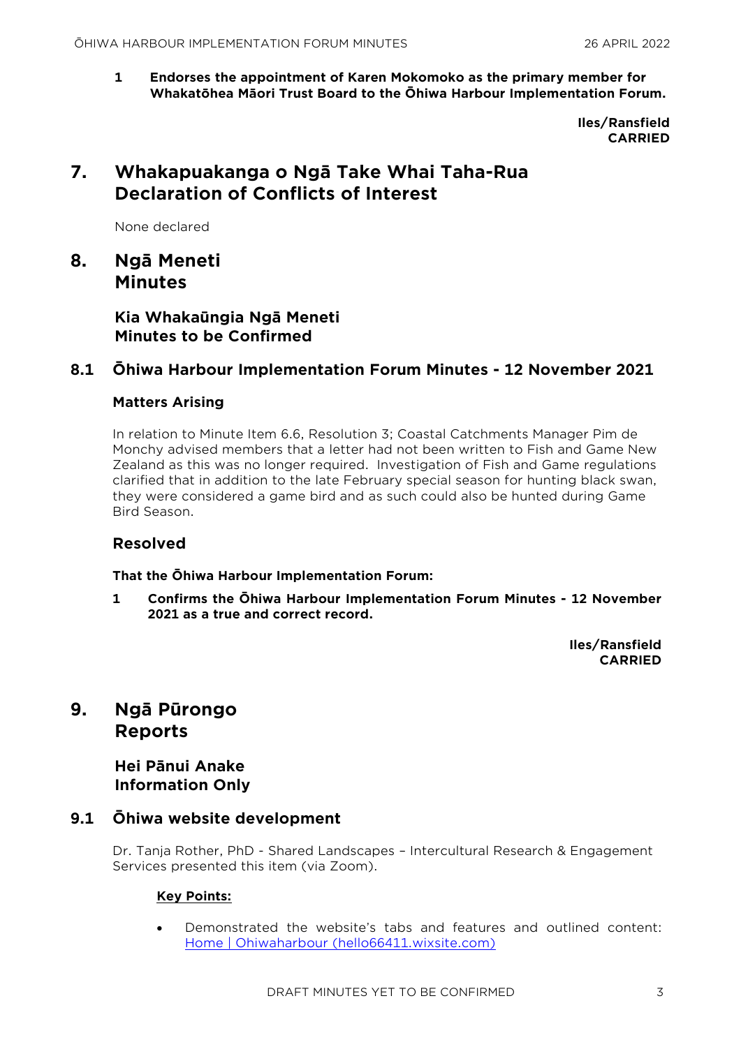**1 Endorses the appointment of Karen Mokomoko as the primary member for Whakatōhea Māori Trust Board to the Ōhiwa Harbour Implementation Forum.**

**Iles/Ransfield**
**CARRIED**

# 7. Whakapuakanga o Ngā Take Whai Taha-Rua Declaration of Conflicts of Interest

None declared

# 8. Ngā Meneti Minutes

## Kia Whakaūngia Ngā Meneti Minutes to be Confirmed

## 8.1 Ōhiwa Harbour Implementation Forum Minutes - 12 November 2021

### Matters Arising

In relation to Minute Item 6.6, Resolution 3; Coastal Catchments Manager Pim de Monchy advised members that a letter had not been written to Fish and Game New Zealand as this was no longer required. Investigation of Fish and Game regulations clarified that in addition to the late February special season for hunting black swan, they were considered a game bird and as such could also be hunted during Game Bird Season.

### Resolved

**That the Ōhiwa Harbour Implementation Forum:**

**1 Confirms the Ōhiwa Harbour Implementation Forum Minutes - 12 November 2021 as a true and correct record.**

**Iles/Ransfield**
**CARRIED**

# 9. Ngā Pūrongo Reports

## Hei Pānui Anake Information Only

## 9.1 Ōhiwa website development

Dr. Tanja Rother, PhD - Shared Landscapes – Intercultural Research & Engagement Services presented this item (via Zoom).

**Key Points:**

- Demonstrated the website's tabs and features and outlined content: [Home | Ohiwaharbour (hello66411.wixsite.com)](https://hello66411.wixsite.com)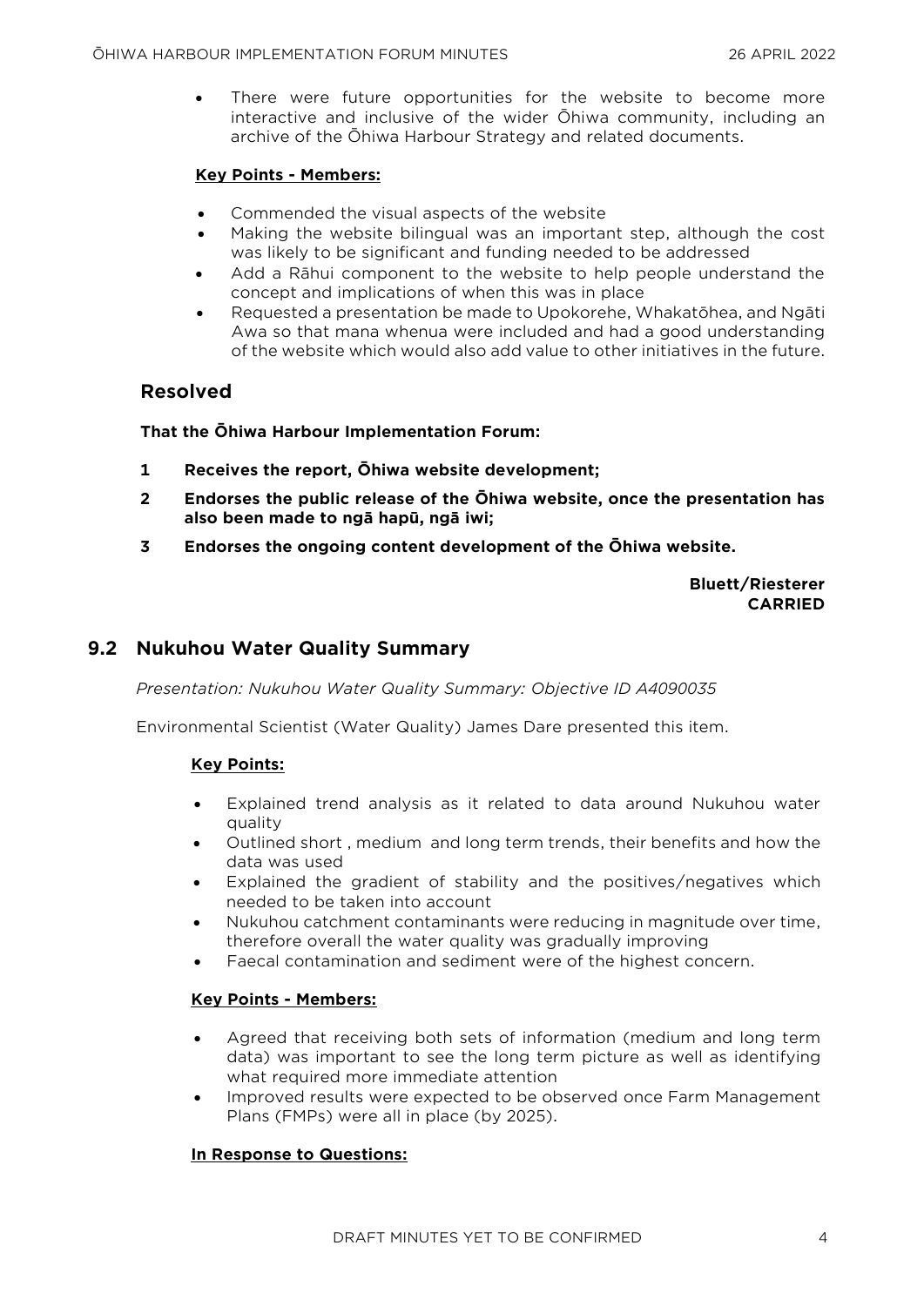- There were future opportunities for the website to become more interactive and inclusive of the wider Ōhiwa community, including an archive of the Ōhiwa Harbour Strategy and related documents.

**Key Points - Members:**

- Commended the visual aspects of the website
- Making the website bilingual was an important step, although the cost was likely to be significant and funding needed to be addressed
- Add a Rāhui component to the website to help people understand the concept and implications of when this was in place
- Requested a presentation be made to Upokorehe, Whakatōhea, and Ngāti Awa so that mana whenua were included and had a good understanding of the website which would also add value to other initiatives in the future.

## Resolved

**That the Ōhiwa Harbour Implementation Forum:**

**1 Receives the report, Ōhiwa website development;**

**2 Endorses the public release of the Ōhiwa website, once the presentation has also been made to ngā hapū, ngā iwi;**

**3 Endorses the ongoing content development of the Ōhiwa website.**

**Bluett/Riesterer**
**CARRIED**

## 9.2 Nukuhou Water Quality Summary

*Presentation: Nukuhou Water Quality Summary: Objective ID A4090035*

Environmental Scientist (Water Quality) James Dare presented this item.

**Key Points:**

- Explained trend analysis as it related to data around Nukuhou water quality
- Outlined short , medium and long term trends, their benefits and how the data was used
- Explained the gradient of stability and the positives/negatives which needed to be taken into account
- Nukuhou catchment contaminants were reducing in magnitude over time, therefore overall the water quality was gradually improving
- Faecal contamination and sediment were of the highest concern.

**Key Points - Members:**

- Agreed that receiving both sets of information (medium and long term data) was important to see the long term picture as well as identifying what required more immediate attention
- Improved results were expected to be observed once Farm Management Plans (FMPs) were all in place (by 2025).

**In Response to Questions:**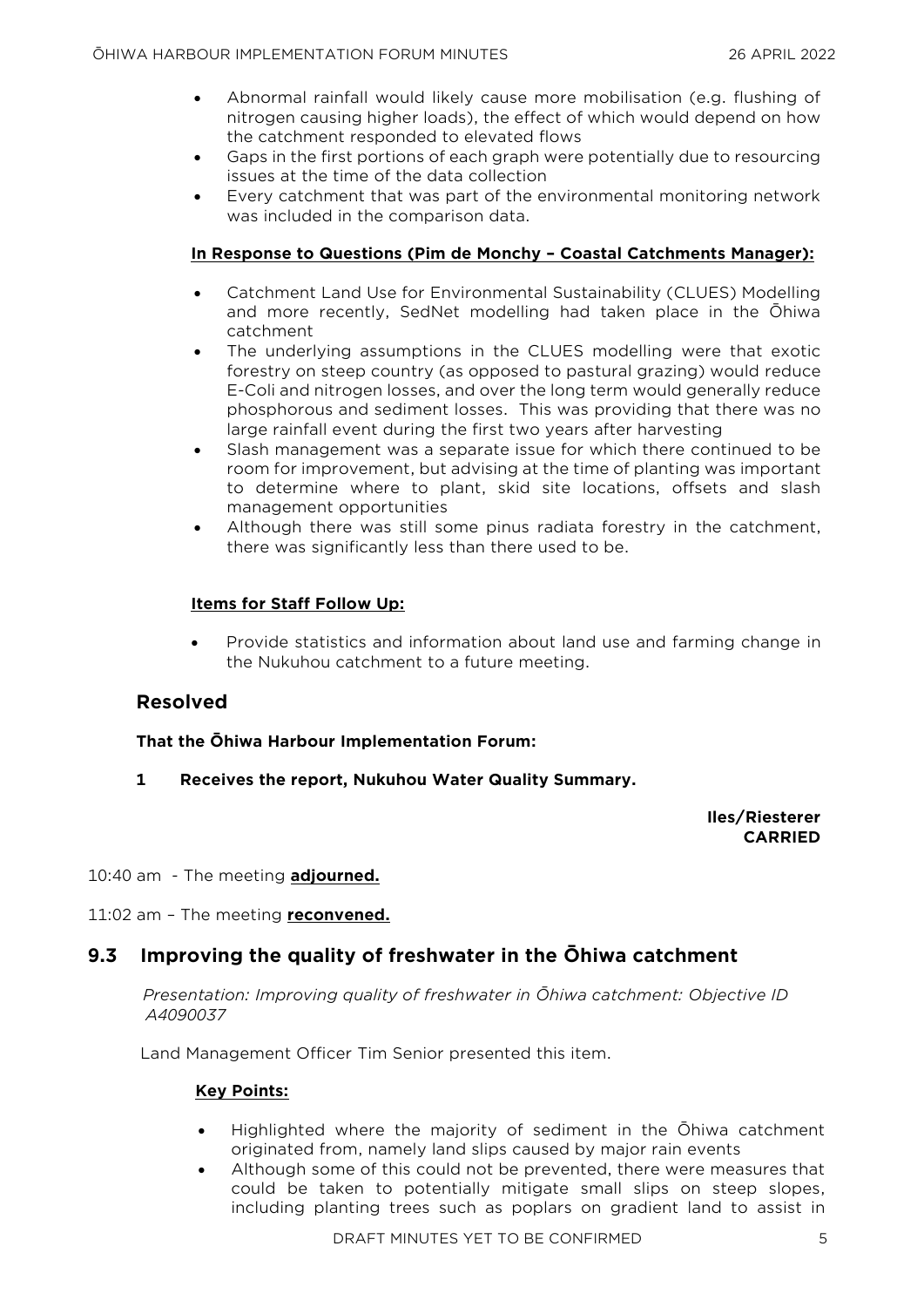- Abnormal rainfall would likely cause more mobilisation (e.g. flushing of nitrogen causing higher loads), the effect of which would depend on how the catchment responded to elevated flows
- Gaps in the first portions of each graph were potentially due to resourcing issues at the time of the data collection
- Every catchment that was part of the environmental monitoring network was included in the comparison data.

**In Response to Questions (Pim de Monchy – Coastal Catchments Manager):**

- Catchment Land Use for Environmental Sustainability (CLUES) Modelling and more recently, SedNet modelling had taken place in the Ōhiwa catchment
- The underlying assumptions in the CLUES modelling were that exotic forestry on steep country (as opposed to pastural grazing) would reduce E-Coli and nitrogen losses, and over the long term would generally reduce phosphorous and sediment losses. This was providing that there was no large rainfall event during the first two years after harvesting
- Slash management was a separate issue for which there continued to be room for improvement, but advising at the time of planting was important to determine where to plant, skid site locations, offsets and slash management opportunities
- Although there was still some pinus radiata forestry in the catchment, there was significantly less than there used to be.

**Items for Staff Follow Up:**

- Provide statistics and information about land use and farming change in the Nukuhou catchment to a future meeting.

## Resolved

**That the Ōhiwa Harbour Implementation Forum:**

**1 Receives the report, Nukuhou Water Quality Summary.**

**Iles/Riesterer**
**CARRIED**

10:40 am - The meeting **adjourned.**

11:02 am – The meeting **reconvened.**

## 9.3 Improving the quality of freshwater in the Ōhiwa catchment

*Presentation: Improving quality of freshwater in Ōhiwa catchment: Objective ID A4090037*

Land Management Officer Tim Senior presented this item.

**Key Points:**

- Highlighted where the majority of sediment in the Ōhiwa catchment originated from, namely land slips caused by major rain events
- Although some of this could not be prevented, there were measures that could be taken to potentially mitigate small slips on steep slopes, including planting trees such as poplars on gradient land to assist in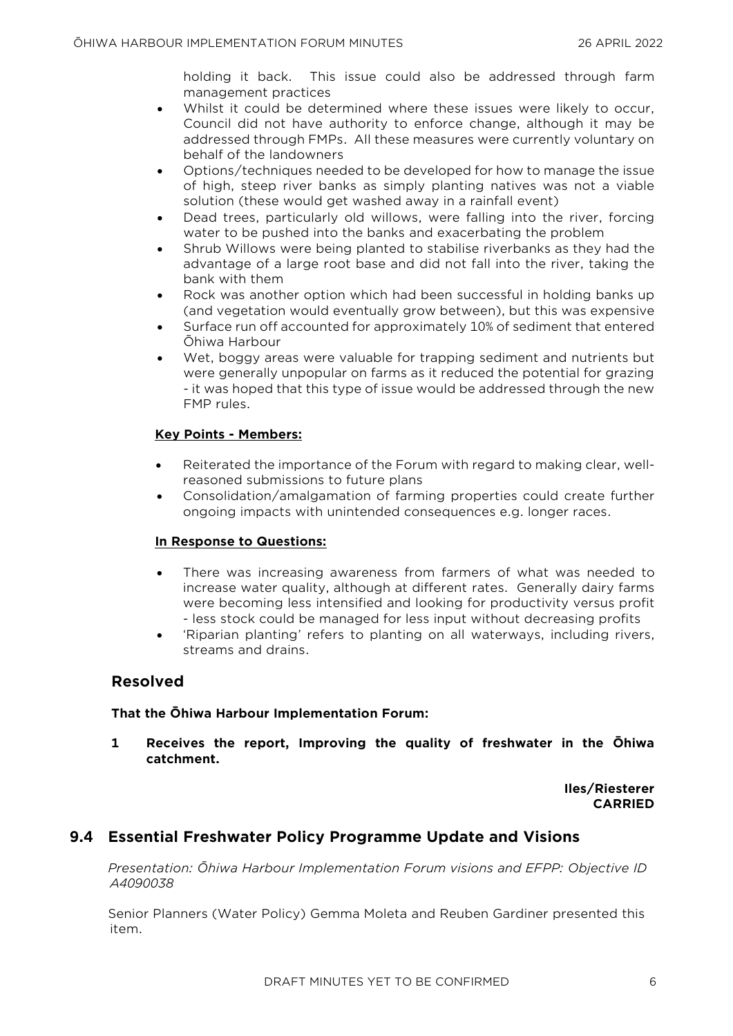holding it back. This issue could also be addressed through farm management practices

- Whilst it could be determined where these issues were likely to occur, Council did not have authority to enforce change, although it may be addressed through FMPs. All these measures were currently voluntary on behalf of the landowners
- Options/techniques needed to be developed for how to manage the issue of high, steep river banks as simply planting natives was not a viable solution (these would get washed away in a rainfall event)
- Dead trees, particularly old willows, were falling into the river, forcing water to be pushed into the banks and exacerbating the problem
- Shrub Willows were being planted to stabilise riverbanks as they had the advantage of a large root base and did not fall into the river, taking the bank with them
- Rock was another option which had been successful in holding banks up (and vegetation would eventually grow between), but this was expensive
- Surface run off accounted for approximately 10% of sediment that entered Ōhiwa Harbour
- Wet, boggy areas were valuable for trapping sediment and nutrients but were generally unpopular on farms as it reduced the potential for grazing - it was hoped that this type of issue would be addressed through the new FMP rules.

**Key Points - Members:**

- Reiterated the importance of the Forum with regard to making clear, well-reasoned submissions to future plans
- Consolidation/amalgamation of farming properties could create further ongoing impacts with unintended consequences e.g. longer races.

**In Response to Questions:**

- There was increasing awareness from farmers of what was needed to increase water quality, although at different rates. Generally dairy farms were becoming less intensified and looking for productivity versus profit - less stock could be managed for less input without decreasing profits
- 'Riparian planting' refers to planting on all waterways, including rivers, streams and drains.

## Resolved

**That the Ōhiwa Harbour Implementation Forum:**

**1 Receives the report, Improving the quality of freshwater in the Ōhiwa catchment.**

**Iles/Riesterer**
**CARRIED**

## 9.4 Essential Freshwater Policy Programme Update and Visions

*Presentation: Ōhiwa Harbour Implementation Forum visions and EFPP: Objective ID A4090038*

Senior Planners (Water Policy) Gemma Moleta and Reuben Gardiner presented this item.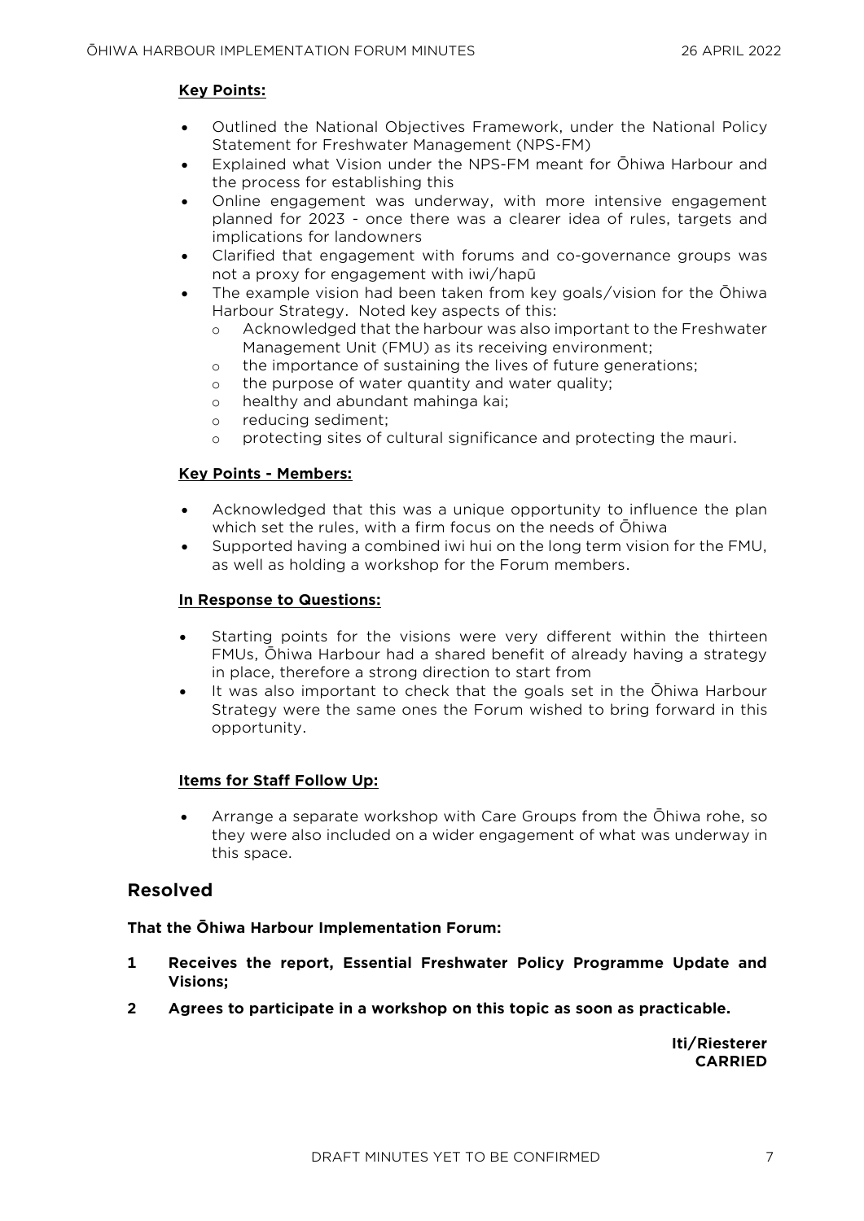**Key Points:**

- Outlined the National Objectives Framework, under the National Policy Statement for Freshwater Management (NPS-FM)
- Explained what Vision under the NPS-FM meant for Ōhiwa Harbour and the process for establishing this
- Online engagement was underway, with more intensive engagement planned for 2023 - once there was a clearer idea of rules, targets and implications for landowners
- Clarified that engagement with forums and co-governance groups was not a proxy for engagement with iwi/hapū
- The example vision had been taken from key goals/vision for the Ōhiwa Harbour Strategy. Noted key aspects of this:
  - Acknowledged that the harbour was also important to the Freshwater Management Unit (FMU) as its receiving environment;
  - the importance of sustaining the lives of future generations;
  - the purpose of water quantity and water quality;
  - healthy and abundant mahinga kai;
  - reducing sediment;
  - protecting sites of cultural significance and protecting the mauri.

**Key Points - Members:**

- Acknowledged that this was a unique opportunity to influence the plan which set the rules, with a firm focus on the needs of Ōhiwa
- Supported having a combined iwi hui on the long term vision for the FMU, as well as holding a workshop for the Forum members.

**In Response to Questions:**

- Starting points for the visions were very different within the thirteen FMUs, Ōhiwa Harbour had a shared benefit of already having a strategy in place, therefore a strong direction to start from
- It was also important to check that the goals set in the Ōhiwa Harbour Strategy were the same ones the Forum wished to bring forward in this opportunity.

**Items for Staff Follow Up:**

- Arrange a separate workshop with Care Groups from the Ōhiwa rohe, so they were also included on a wider engagement of what was underway in this space.

## Resolved

**That the Ōhiwa Harbour Implementation Forum:**

**1 Receives the report, Essential Freshwater Policy Programme Update and Visions;**

**2 Agrees to participate in a workshop on this topic as soon as practicable.**

**Iti/Riesterer**
**CARRIED**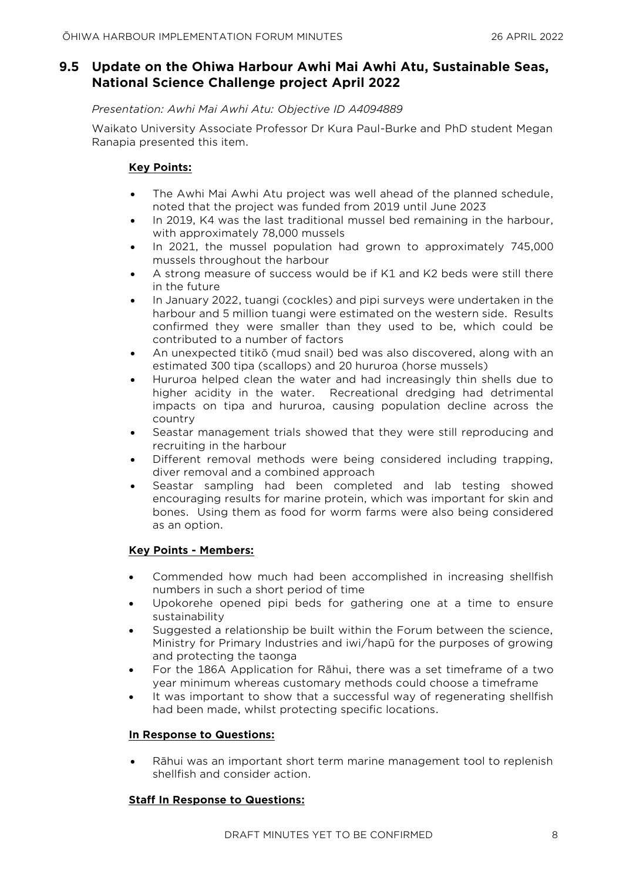## 9.5 Update on the Ohiwa Harbour Awhi Mai Awhi Atu, Sustainable Seas, National Science Challenge project April 2022

*Presentation: Awhi Mai Awhi Atu: Objective ID A4094889*

Waikato University Associate Professor Dr Kura Paul-Burke and PhD student Megan Ranapia presented this item.

**Key Points:**

- The Awhi Mai Awhi Atu project was well ahead of the planned schedule, noted that the project was funded from 2019 until June 2023
- In 2019, K4 was the last traditional mussel bed remaining in the harbour, with approximately 78,000 mussels
- In 2021, the mussel population had grown to approximately 745,000 mussels throughout the harbour
- A strong measure of success would be if K1 and K2 beds were still there in the future
- In January 2022, tuangi (cockles) and pipi surveys were undertaken in the harbour and 5 million tuangi were estimated on the western side. Results confirmed they were smaller than they used to be, which could be contributed to a number of factors
- An unexpected titikō (mud snail) bed was also discovered, along with an estimated 300 tipa (scallops) and 20 hururoa (horse mussels)
- Hururoa helped clean the water and had increasingly thin shells due to higher acidity in the water. Recreational dredging had detrimental impacts on tipa and hururoa, causing population decline across the country
- Seastar management trials showed that they were still reproducing and recruiting in the harbour
- Different removal methods were being considered including trapping, diver removal and a combined approach
- Seastar sampling had been completed and lab testing showed encouraging results for marine protein, which was important for skin and bones. Using them as food for worm farms were also being considered as an option.

**Key Points - Members:**

- Commended how much had been accomplished in increasing shellfish numbers in such a short period of time
- Upokorehe opened pipi beds for gathering one at a time to ensure sustainability
- Suggested a relationship be built within the Forum between the science, Ministry for Primary Industries and iwi/hapū for the purposes of growing and protecting the taonga
- For the 186A Application for Rāhui, there was a set timeframe of a two year minimum whereas customary methods could choose a timeframe
- It was important to show that a successful way of regenerating shellfish had been made, whilst protecting specific locations.

**In Response to Questions:**

- Rāhui was an important short term marine management tool to replenish shellfish and consider action.

**Staff In Response to Questions:**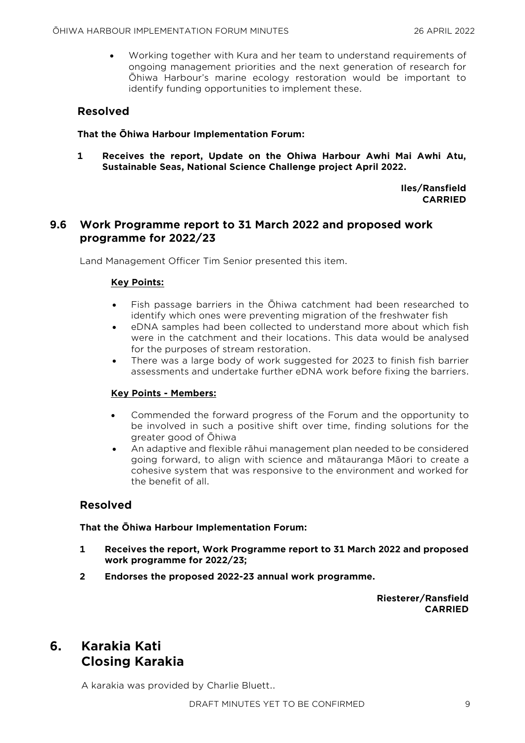- Working together with Kura and her team to understand requirements of ongoing management priorities and the next generation of research for Ōhiwa Harbour's marine ecology restoration would be important to identify funding opportunities to implement these.

### Resolved

**That the Ōhiwa Harbour Implementation Forum:**

**1 Receives the report, Update on the Ohiwa Harbour Awhi Mai Awhi Atu, Sustainable Seas, National Science Challenge project April 2022.**

**Iles/Ransfield**
**CARRIED**

## 9.6 Work Programme report to 31 March 2022 and proposed work programme for 2022/23

Land Management Officer Tim Senior presented this item.

**Key Points:**

- Fish passage barriers in the Ōhiwa catchment had been researched to identify which ones were preventing migration of the freshwater fish
- eDNA samples had been collected to understand more about which fish were in the catchment and their locations. This data would be analysed for the purposes of stream restoration.
- There was a large body of work suggested for 2023 to finish fish barrier assessments and undertake further eDNA work before fixing the barriers.

**Key Points - Members:**

- Commended the forward progress of the Forum and the opportunity to be involved in such a positive shift over time, finding solutions for the greater good of Ōhiwa
- An adaptive and flexible rāhui management plan needed to be considered going forward, to align with science and mātauranga Māori to create a cohesive system that was responsive to the environment and worked for the benefit of all.

### Resolved

**That the Ōhiwa Harbour Implementation Forum:**

**1 Receives the report, Work Programme report to 31 March 2022 and proposed work programme for 2022/23;**

**2 Endorses the proposed 2022-23 annual work programme.**

**Riesterer/Ransfield**
**CARRIED**

# 6. Karakia Kati
# Closing Karakia

A karakia was provided by Charlie Bluett..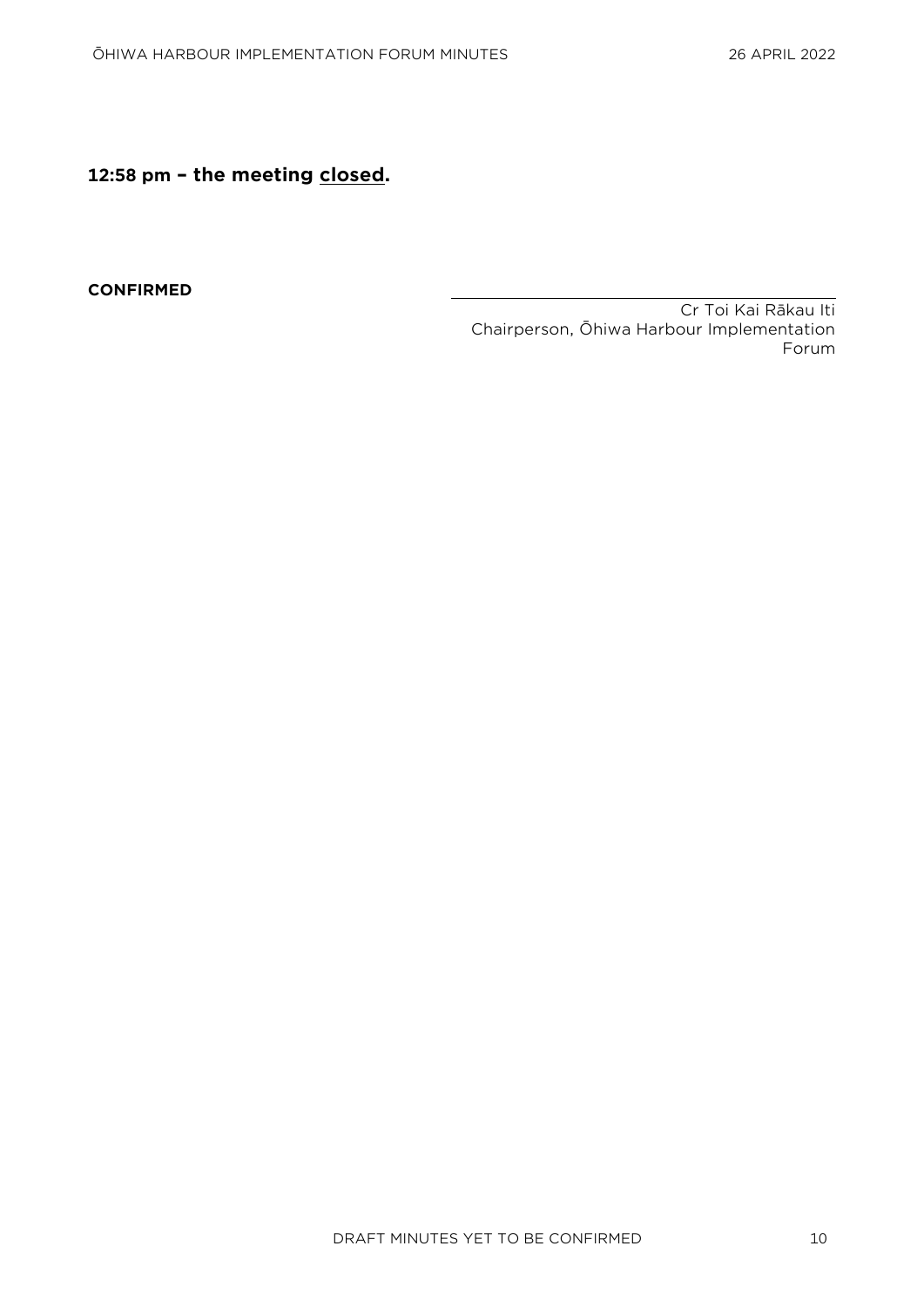**12:58 pm – the meeting closed.**

**CONFIRMED**

Cr Toi Kai Rākau Iti
Chairperson, Ōhiwa Harbour Implementation Forum